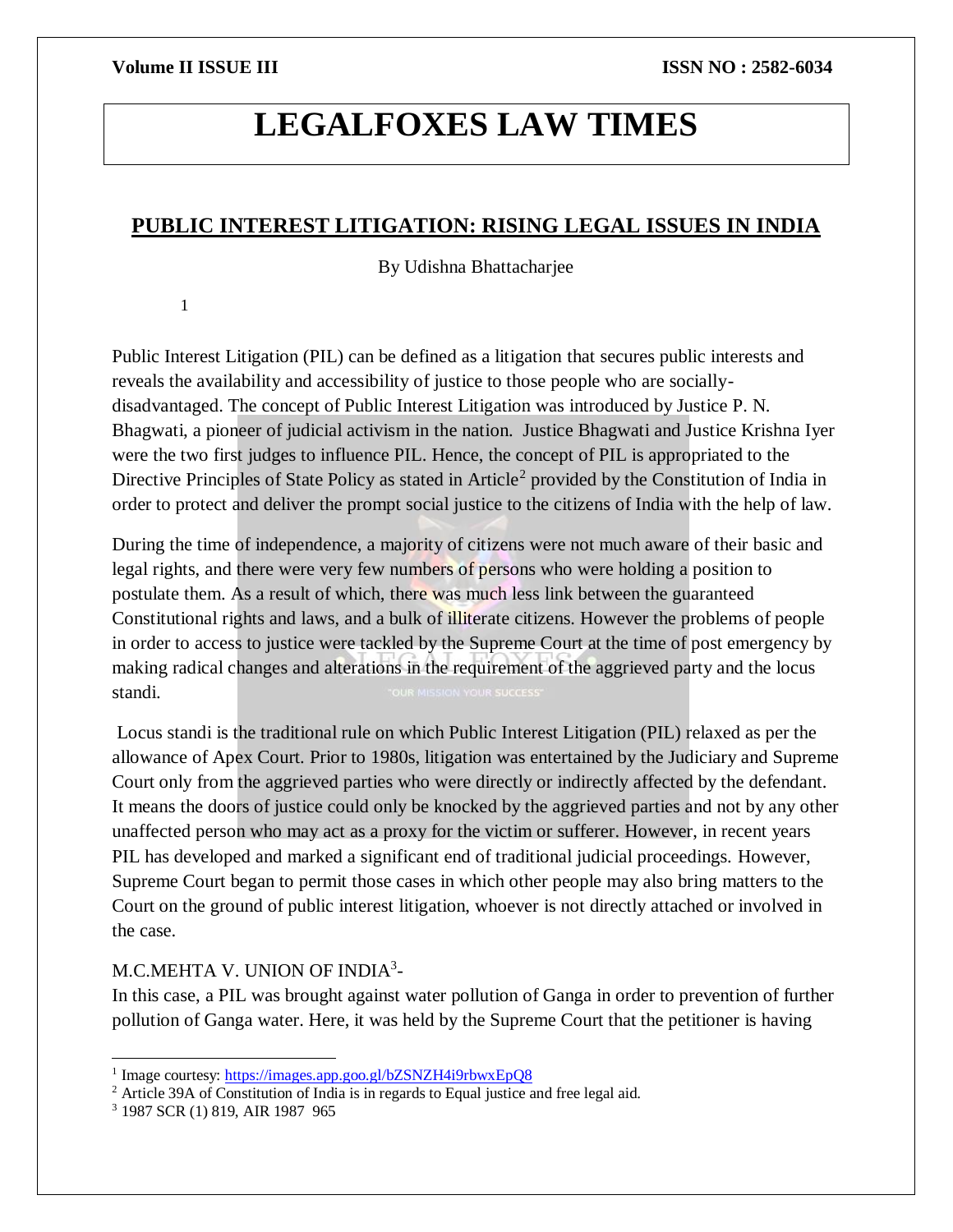# LEGALFOXES LAW TIMES

## PUBLIC INTEREST LITIGATION: RISING LEGAL ISSUES IN INDIA

By Udishna Bhattacharjee

[1]

Public Interest Litigation (PIL) can be defined as a litigation that secures public interests and reveals the availability and accessibility of justice to those people who are socially-disadvantaged. The concept of Public Interest Litigation was introduced by Justice P. N. Bhagwati, a pioneer of judicial activism in the nation. Justice Bhagwati and Justice Krishna Iyer were the two first judges to influence PIL. Hence, the concept of PIL is appropriated to the Directive Principles of State Policy as stated in Article[2] provided by the Constitution of India in order to protect and deliver the prompt social justice to the citizens of India with the help of law.

During the time of independence, a majority of citizens were not much aware of their basic and legal rights, and there were very few numbers of persons who were holding a position to postulate them. As a result of which, there was much less link between the guaranteed Constitutional rights and laws, and a bulk of illiterate citizens. However the problems of people in order to access to justice were tackled by the Supreme Court at the time of post emergency by making radical changes and alterations in the requirement of the aggrieved party and the locus standi.

Locus standi is the traditional rule on which Public Interest Litigation (PIL) relaxed as per the allowance of Apex Court. Prior to 1980s, litigation was entertained by the Judiciary and Supreme Court only from the aggrieved parties who were directly or indirectly affected by the defendant. It means the doors of justice could only be knocked by the aggrieved parties and not by any other unaffected person who may act as a proxy for the victim or sufferer. However, in recent years PIL has developed and marked a significant end of traditional judicial proceedings. However, Supreme Court began to permit those cases in which other people may also bring matters to the Court on the ground of public interest litigation, whoever is not directly attached or involved in the case.

M.C.MEHTA V. UNION OF INDIA[3]-

In this case, a PIL was brought against water pollution of Ganga in order to prevention of further pollution of Ganga water. Here, it was held by the Supreme Court that the petitioner is having

---

[1] Image courtesy: https://images.app.goo.gl/bZSNZH4i9rbwxEpQ8

[2] Article 39A of Constitution of India is in regards to Equal justice and free legal aid.

[3] 1987 SCR (1) 819, AIR 1987 965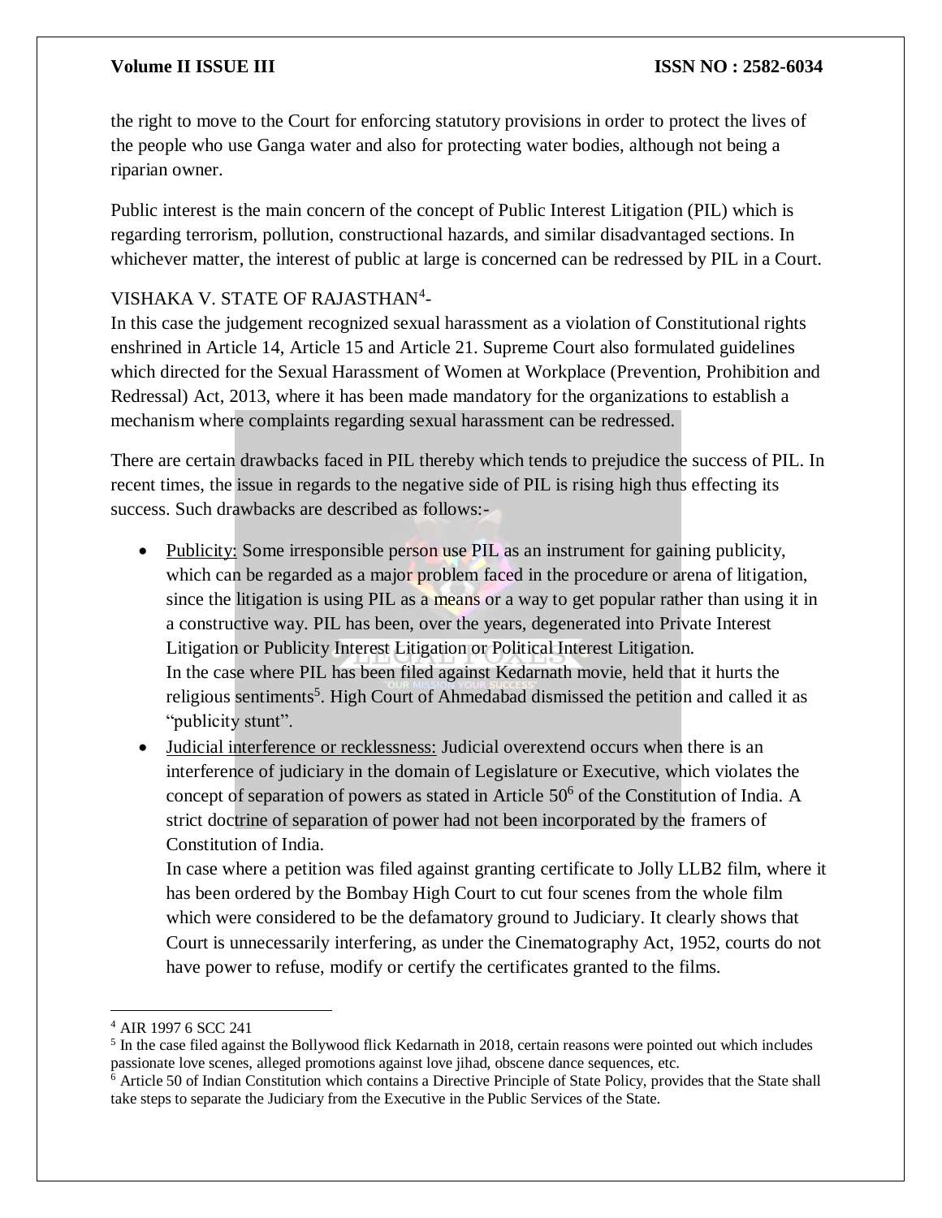the right to move to the Court for enforcing statutory provisions in order to protect the lives of the people who use Ganga water and also for protecting water bodies, although not being a riparian owner.

Public interest is the main concern of the concept of Public Interest Litigation (PIL) which is regarding terrorism, pollution, constructional hazards, and similar disadvantaged sections. In whichever matter, the interest of public at large is concerned can be redressed by PIL in a Court.

VISHAKA V. STATE OF RAJASTHAN[4]-
In this case the judgement recognized sexual harassment as a violation of Constitutional rights enshrined in Article 14, Article 15 and Article 21. Supreme Court also formulated guidelines which directed for the Sexual Harassment of Women at Workplace (Prevention, Prohibition and Redressal) Act, 2013, where it has been made mandatory for the organizations to establish a mechanism where complaints regarding sexual harassment can be redressed.

There are certain drawbacks faced in PIL thereby which tends to prejudice the success of PIL. In recent times, the issue in regards to the negative side of PIL is rising high thus effecting its success. Such drawbacks are described as follows:-

- <u>Publicity:</u> Some irresponsible person use PIL as an instrument for gaining publicity, which can be regarded as a major problem faced in the procedure or arena of litigation, since the litigation is using PIL as a means or a way to get popular rather than using it in a constructive way. PIL has been, over the years, degenerated into Private Interest Litigation or Publicity Interest Litigation or Political Interest Litigation.
  In the case where PIL has been filed against Kedarnath movie, held that it hurts the religious sentiments[5]. High Court of Ahmedabad dismissed the petition and called it as "publicity stunt".
- <u>Judicial interference or recklessness:</u> Judicial overextend occurs when there is an interference of judiciary in the domain of Legislature or Executive, which violates the concept of separation of powers as stated in Article 50[6] of the Constitution of India. A strict doctrine of separation of power had not been incorporated by the framers of Constitution of India.
  In case where a petition was filed against granting certificate to Jolly LLB2 film, where it has been ordered by the Bombay High Court to cut four scenes from the whole film which were considered to be the defamatory ground to Judiciary. It clearly shows that Court is unnecessarily interfering, as under the Cinematography Act, 1952, courts do not have power to refuse, modify or certify the certificates granted to the films.

---

[4] AIR 1997 6 SCC 241

[5] In the case filed against the Bollywood flick Kedarnath in 2018, certain reasons were pointed out which includes passionate love scenes, alleged promotions against love jihad, obscene dance sequences, etc.

[6] Article 50 of Indian Constitution which contains a Directive Principle of State Policy, provides that the State shall take steps to separate the Judiciary from the Executive in the Public Services of the State.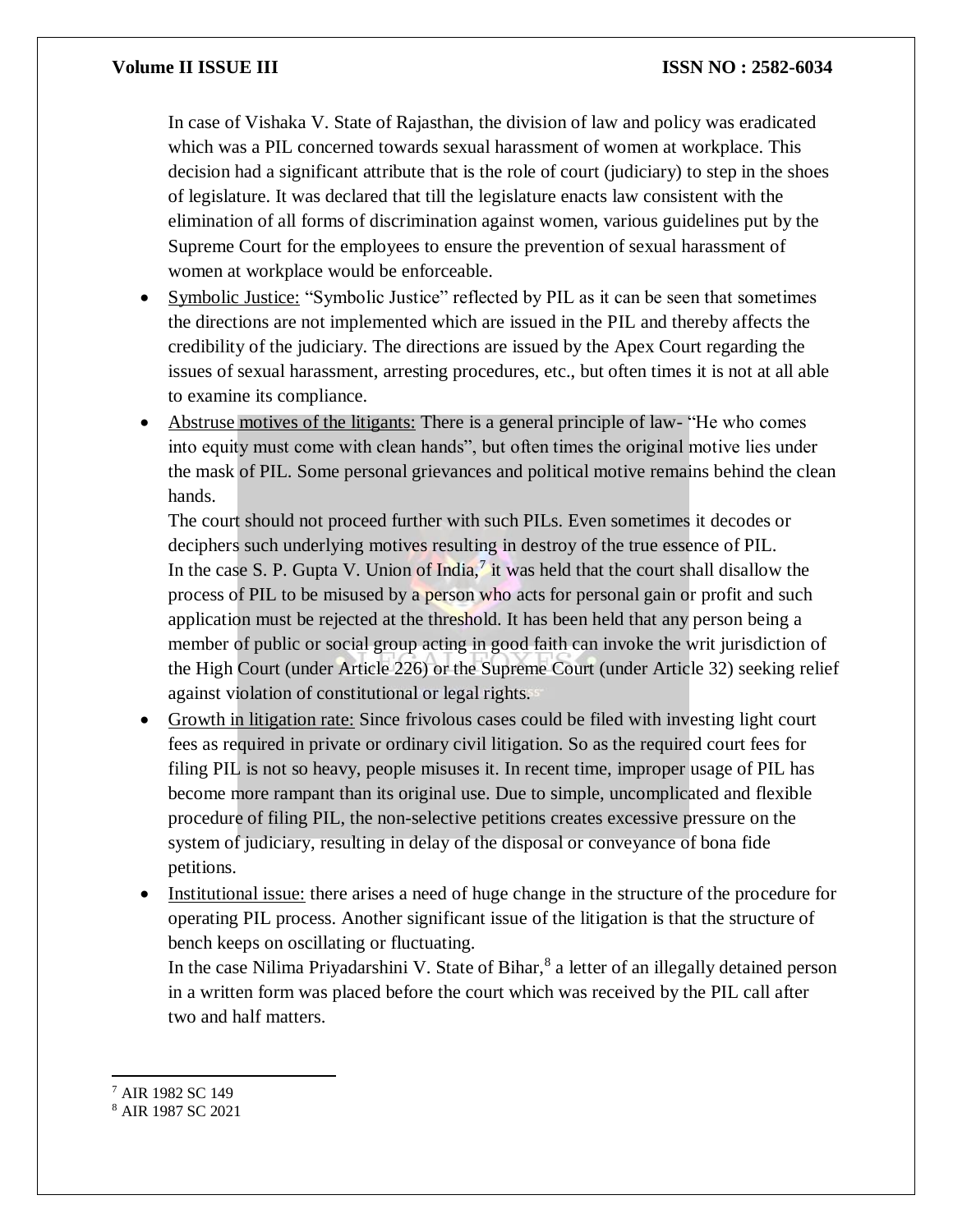In case of Vishaka V. State of Rajasthan, the division of law and policy was eradicated which was a PIL concerned towards sexual harassment of women at workplace. This decision had a significant attribute that is the role of court (judiciary) to step in the shoes of legislature. It was declared that till the legislature enacts law consistent with the elimination of all forms of discrimination against women, various guidelines put by the Supreme Court for the employees to ensure the prevention of sexual harassment of women at workplace would be enforceable.

- Symbolic Justice: "Symbolic Justice" reflected by PIL as it can be seen that sometimes the directions are not implemented which are issued in the PIL and thereby affects the credibility of the judiciary. The directions are issued by the Apex Court regarding the issues of sexual harassment, arresting procedures, etc., but often times it is not at all able to examine its compliance.
- Abstruse motives of the litigants: There is a general principle of law- "He who comes into equity must come with clean hands", but often times the original motive lies under the mask of PIL. Some personal grievances and political motive remains behind the clean hands.

  The court should not proceed further with such PILs. Even sometimes it decodes or deciphers such underlying motives resulting in destroy of the true essence of PIL.

  In the case S. P. Gupta V. Union of India,[7] it was held that the court shall disallow the process of PIL to be misused by a person who acts for personal gain or profit and such application must be rejected at the threshold. It has been held that any person being a member of public or social group acting in good faith can invoke the writ jurisdiction of the High Court (under Article 226) or the Supreme Court (under Article 32) seeking relief against violation of constitutional or legal rights.
- Growth in litigation rate: Since frivolous cases could be filed with investing light court fees as required in private or ordinary civil litigation. So as the required court fees for filing PIL is not so heavy, people misuses it. In recent time, improper usage of PIL has become more rampant than its original use. Due to simple, uncomplicated and flexible procedure of filing PIL, the non-selective petitions creates excessive pressure on the system of judiciary, resulting in delay of the disposal or conveyance of bona fide petitions.
- Institutional issue: there arises a need of huge change in the structure of the procedure for operating PIL process. Another significant issue of the litigation is that the structure of bench keeps on oscillating or fluctuating.

  In the case Nilima Priyadarshini V. State of Bihar,[8] a letter of an illegally detained person in a written form was placed before the court which was received by the PIL call after two and half matters.

---

[7] AIR 1982 SC 149

[8] AIR 1987 SC 2021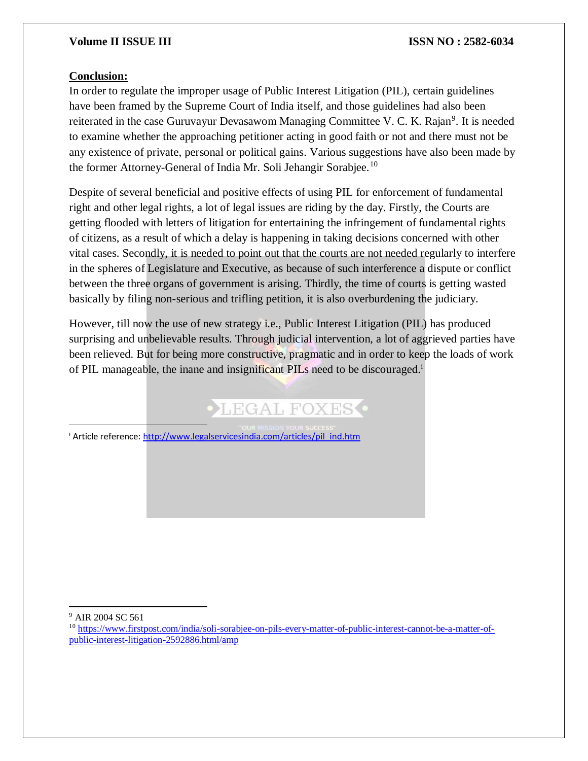**Conclusion:**

In order to regulate the improper usage of Public Interest Litigation (PIL), certain guidelines have been framed by the Supreme Court of India itself, and those guidelines had also been reiterated in the case Guruvayur Devasawom Managing Committee V. C. K. Rajan[9]. It is needed to examine whether the approaching petitioner acting in good faith or not and there must not be any existence of private, personal or political gains. Various suggestions have also been made by the former Attorney-General of India Mr. Soli Jehangir Sorabjee.[10]

Despite of several beneficial and positive effects of using PIL for enforcement of fundamental right and other legal rights, a lot of legal issues are riding by the day. Firstly, the Courts are getting flooded with letters of litigation for entertaining the infringement of fundamental rights of citizens, as a result of which a delay is happening in taking decisions concerned with other vital cases. Secondly, it is needed to point out that the courts are not needed regularly to interfere in the spheres of Legislature and Executive, as because of such interference a dispute or conflict between the three organs of government is arising. Thirdly, the time of courts is getting wasted basically by filing non-serious and trifling petition, it is also overburdening the judiciary.

However, till now the use of new strategy i.e., Public Interest Litigation (PIL) has produced surprising and unbelievable results. Through judicial intervention, a lot of aggrieved parties have been relieved. But for being more constructive, pragmatic and in order to keep the loads of work of PIL manageable, the inane and insignificant PILs need to be discouraged.[i]

---

[i] Article reference: http://www.legalservicesindia.com/articles/pil_ind.htm

---

[9] AIR 2004 SC 561

[10] https://www.firstpost.com/india/soli-sorabjee-on-pils-every-matter-of-public-interest-cannot-be-a-matter-of-public-interest-litigation-2592886.html/amp